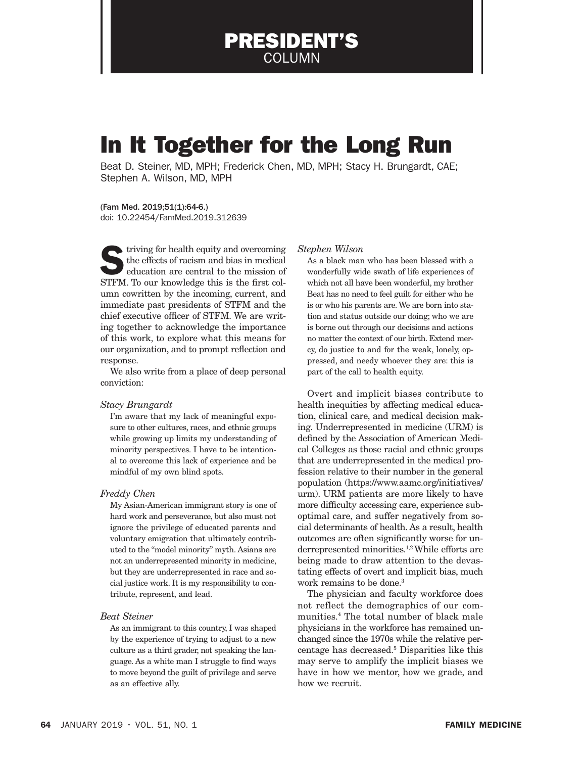# PRESIDENT'S COLUMN

# In It Together for the Long Run

Beat D. Steiner, MD, MPH; Frederick Chen, MD, MPH; Stacy H. Brungardt, CAE; Stephen A. Wilson, MD, MPH

(Fam Med. 2019;51(1):64-6.)
doi: 10.22454/FamMed.2019.312639

Striving for health equity and overcoming the effects of racism and bias in medical education are central to the mission of STFM. To our knowledge this is the first column cowritten by the incoming, current, and immediate past presidents of STFM and the chief executive officer of STFM. We are writing together to acknowledge the importance of this work, to explore what this means for our organization, and to prompt reflection and response.

We also write from a place of deep personal conviction:

*Stacy Brungardt*

> I'm aware that my lack of meaningful exposure to other cultures, races, and ethnic groups while growing up limits my understanding of minority perspectives. I have to be intentional to overcome this lack of experience and be mindful of my own blind spots.

*Freddy Chen*

> My Asian-American immigrant story is one of hard work and perseverance, but also must not ignore the privilege of educated parents and voluntary emigration that ultimately contributed to the "model minority" myth. Asians are not an underrepresented minority in medicine, but they are underrepresented in race and social justice work. It is my responsibility to contribute, represent, and lead.

*Beat Steiner*

> As an immigrant to this country, I was shaped by the experience of trying to adjust to a new culture as a third grader, not speaking the language. As a white man I struggle to find ways to move beyond the guilt of privilege and serve as an effective ally.

*Stephen Wilson*

> As a black man who has been blessed with a wonderfully wide swath of life experiences of which not all have been wonderful, my brother Beat has no need to feel guilt for either who he is or who his parents are. We are born into station and status outside our doing; who we are is borne out through our decisions and actions no matter the context of our birth. Extend mercy, do justice to and for the weak, lonely, oppressed, and needy whoever they are: this is part of the call to health equity.

Overt and implicit biases contribute to health inequities by affecting medical education, clinical care, and medical decision making. Underrepresented in medicine (URM) is defined by the Association of American Medical Colleges as those racial and ethnic groups that are underrepresented in the medical profession relative to their number in the general population (https://www.aamc.org/initiatives/urm). URM patients are more likely to have more difficulty accessing care, experience suboptimal care, and suffer negatively from social determinants of health. As a result, health outcomes are often significantly worse for underrepresented minorities.[1,2] While efforts are being made to draw attention to the devastating effects of overt and implicit bias, much work remains to be done.[3]

The physician and faculty workforce does not reflect the demographics of our communities.[4] The total number of black male physicians in the workforce has remained unchanged since the 1970s while the relative percentage has decreased.[5] Disparities like this may serve to amplify the implicit biases we have in how we mentor, how we grade, and how we recruit.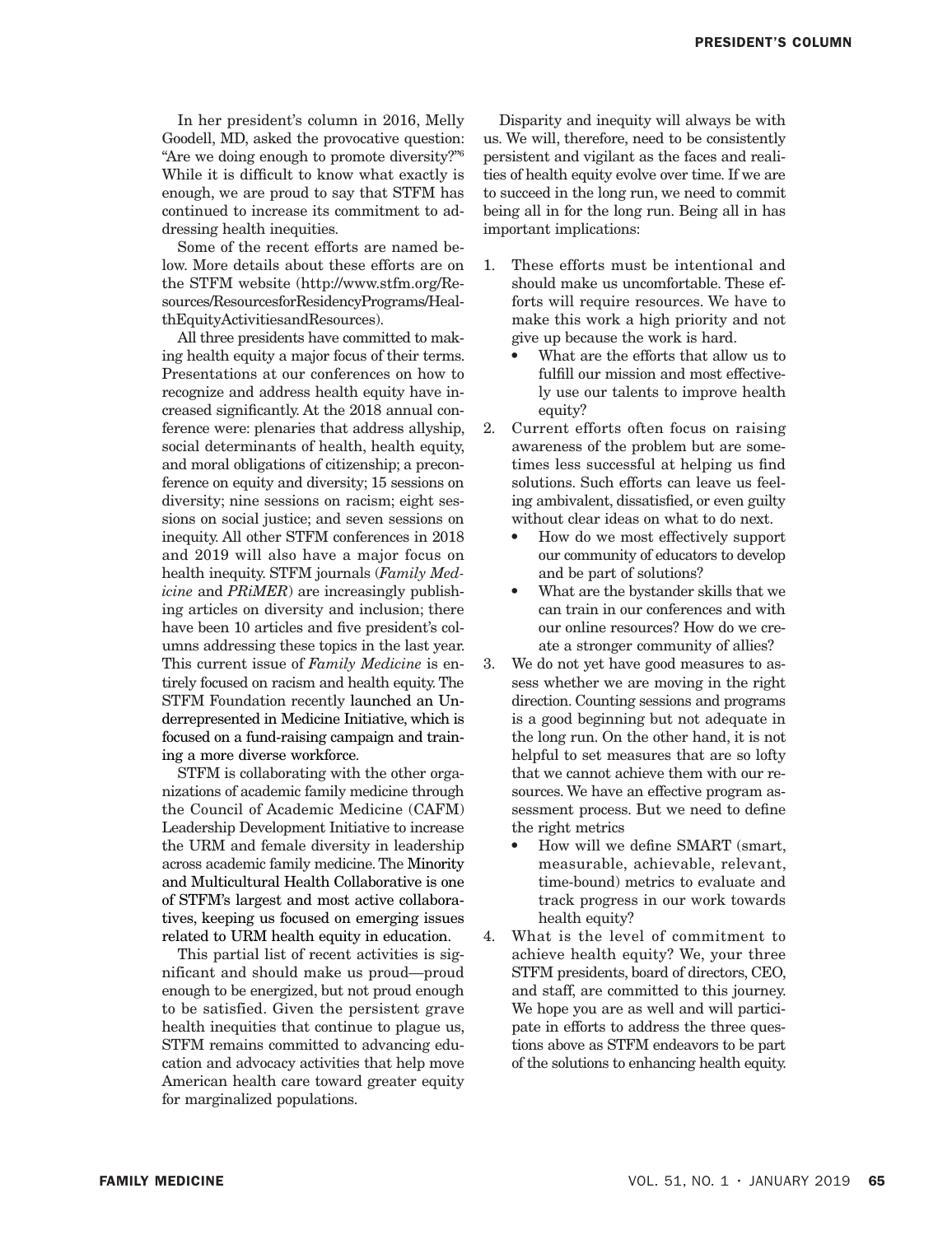In her president's column in 2016, Melly Goodell, MD, asked the provocative question: "Are we doing enough to promote diversity?"[6] While it is difficult to know what exactly is enough, we are proud to say that STFM has continued to increase its commitment to addressing health inequities.

Some of the recent efforts are named below. More details about these efforts are on the STFM website (http://www.stfm.org/Resources/ResourcesforResidencyPrograms/HealthEquityActivitiesandResources).

All three presidents have committed to making health equity a major focus of their terms. Presentations at our conferences on how to recognize and address health equity have increased significantly. At the 2018 annual conference were: plenaries that address allyship, social determinants of health, health equity, and moral obligations of citizenship; a preconference on equity and diversity; 15 sessions on diversity; nine sessions on racism; eight sessions on social justice; and seven sessions on inequity. All other STFM conferences in 2018 and 2019 will also have a major focus on health inequity. STFM journals (*Family Medicine* and *PRiMER*) are increasingly publishing articles on diversity and inclusion; there have been 10 articles and five president's columns addressing these topics in the last year. This current issue of *Family Medicine* is entirely focused on racism and health equity. The STFM Foundation recently launched an Underrepresented in Medicine Initiative, which is focused on a fund-raising campaign and training a more diverse workforce.

STFM is collaborating with the other organizations of academic family medicine through the Council of Academic Medicine (CAFM) Leadership Development Initiative to increase the URM and female diversity in leadership across academic family medicine. The Minority and Multicultural Health Collaborative is one of STFM's largest and most active collaboratives, keeping us focused on emerging issues related to URM health equity in education.

This partial list of recent activities is significant and should make us proud—proud enough to be energized, but not proud enough to be satisfied. Given the persistent grave health inequities that continue to plague us, STFM remains committed to advancing education and advocacy activities that help move American health care toward greater equity for marginalized populations.

Disparity and inequity will always be with us. We will, therefore, need to be consistently persistent and vigilant as the faces and realities of health equity evolve over time. If we are to succeed in the long run, we need to commit being all in for the long run. Being all in has important implications:

1. These efforts must be intentional and should make us uncomfortable. These efforts will require resources. We have to make this work a high priority and not give up because the work is hard.
   - What are the efforts that allow us to fulfill our mission and most effectively use our talents to improve health equity?
2. Current efforts often focus on raising awareness of the problem but are sometimes less successful at helping us find solutions. Such efforts can leave us feeling ambivalent, dissatisfied, or even guilty without clear ideas on what to do next.
   - How do we most effectively support our community of educators to develop and be part of solutions?
   - What are the bystander skills that we can train in our conferences and with our online resources? How do we create a stronger community of allies?
3. We do not yet have good measures to assess whether we are moving in the right direction. Counting sessions and programs is a good beginning but not adequate in the long run. On the other hand, it is not helpful to set measures that are so lofty that we cannot achieve them with our resources. We have an effective program assessment process. But we need to define the right metrics
   - How will we define SMART (smart, measurable, achievable, relevant, time-bound) metrics to evaluate and track progress in our work towards health equity?
4. What is the level of commitment to achieve health equity? We, your three STFM presidents, board of directors, CEO, and staff, are committed to this journey. We hope you are as well and will participate in efforts to address the three questions above as STFM endeavors to be part of the solutions to enhancing health equity.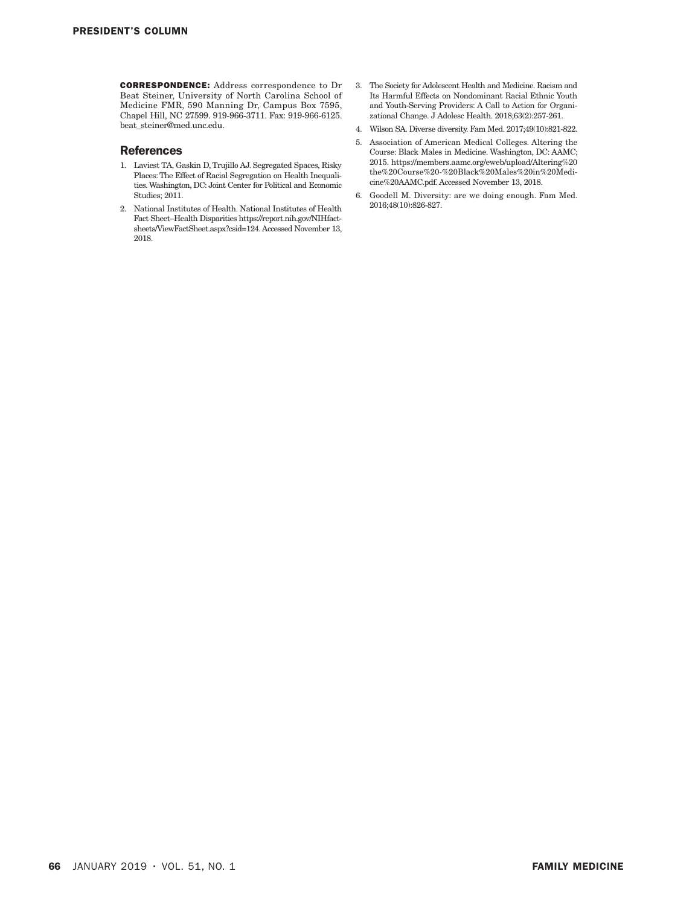**CORRESPONDENCE:** Address correspondence to Dr Beat Steiner, University of North Carolina School of Medicine FMR, 590 Manning Dr, Campus Box 7595, Chapel Hill, NC 27599. 919-966-3711. Fax: 919-966-6125. beat_steiner@med.unc.edu.

## References

1. Laviest TA, Gaskin D, Trujillo AJ. Segregated Spaces, Risky Places: The Effect of Racial Segregation on Health Inequalities. Washington, DC: Joint Center for Political and Economic Studies; 2011.
2. National Institutes of Health. National Institutes of Health Fact Sheet–Health Disparities https://report.nih.gov/NIHfactsheets/ViewFactSheet.aspx?csid=124. Accessed November 13, 2018.
3. The Society for Adolescent Health and Medicine. Racism and Its Harmful Effects on Nondominant Racial Ethnic Youth and Youth-Serving Providers: A Call to Action for Organizational Change. J Adolesc Health. 2018;63(2):257-261.
4. Wilson SA. Diverse diversity. Fam Med. 2017;49(10):821-822.
5. Association of American Medical Colleges. Altering the Course: Black Males in Medicine. Washington, DC: AAMC; 2015. https://members.aamc.org/eweb/upload/Altering%20the%20Course%20-%20Black%20Males%20in%20Medicine%20AAMC.pdf. Accessed November 13, 2018.
6. Goodell M. Diversity: are we doing enough. Fam Med. 2016;48(10):826-827.